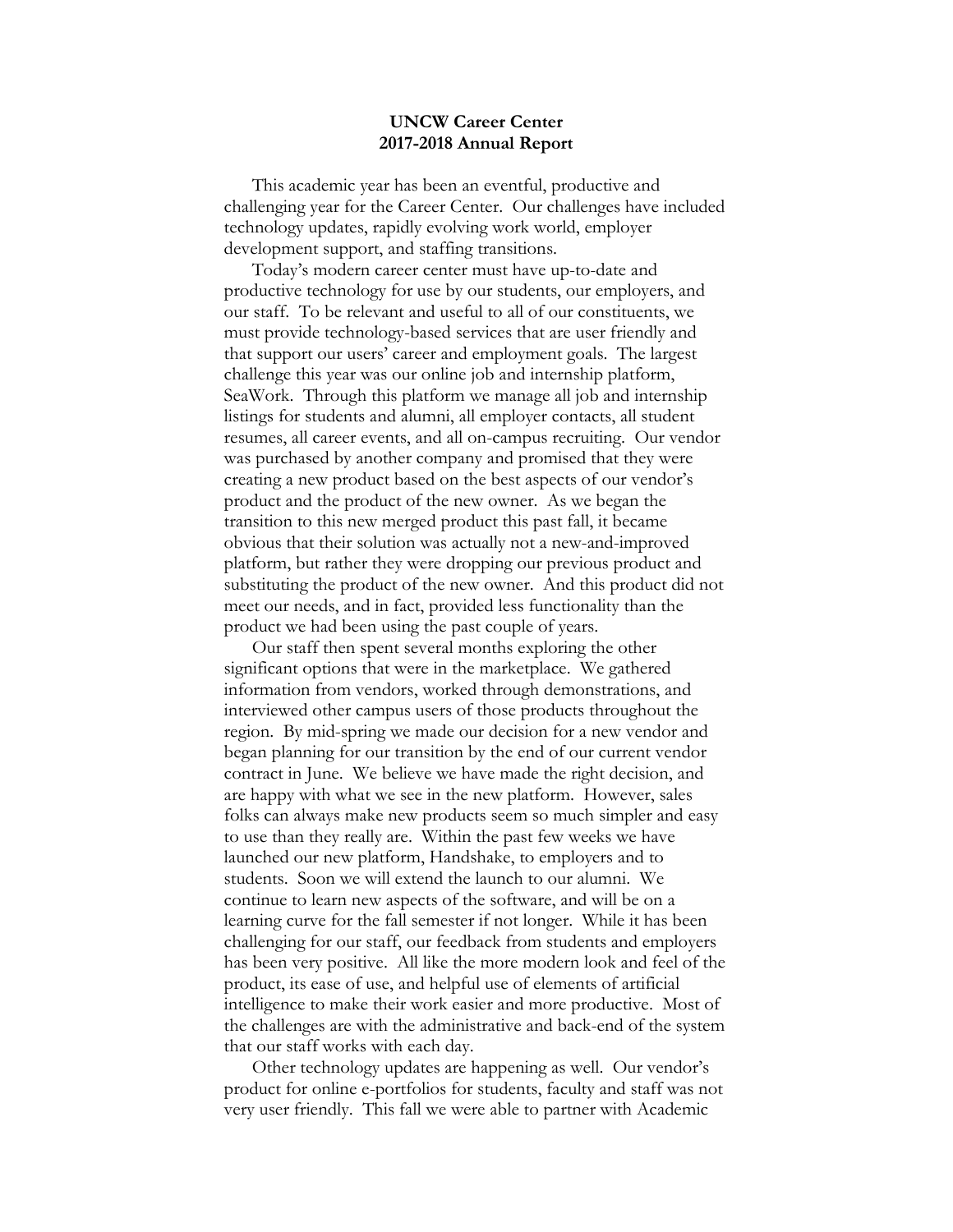**UNCW Career Center**
**2017-2018 Annual Report**

This academic year has been an eventful, productive and challenging year for the Career Center. Our challenges have included technology updates, rapidly evolving work world, employer development support, and staffing transitions.

Today's modern career center must have up-to-date and productive technology for use by our students, our employers, and our staff. To be relevant and useful to all of our constituents, we must provide technology-based services that are user friendly and that support our users' career and employment goals. The largest challenge this year was our online job and internship platform, SeaWork. Through this platform we manage all job and internship listings for students and alumni, all employer contacts, all student resumes, all career events, and all on-campus recruiting. Our vendor was purchased by another company and promised that they were creating a new product based on the best aspects of our vendor's product and the product of the new owner. As we began the transition to this new merged product this past fall, it became obvious that their solution was actually not a new-and-improved platform, but rather they were dropping our previous product and substituting the product of the new owner. And this product did not meet our needs, and in fact, provided less functionality than the product we had been using the past couple of years.

Our staff then spent several months exploring the other significant options that were in the marketplace. We gathered information from vendors, worked through demonstrations, and interviewed other campus users of those products throughout the region. By mid-spring we made our decision for a new vendor and began planning for our transition by the end of our current vendor contract in June. We believe we have made the right decision, and are happy with what we see in the new platform. However, sales folks can always make new products seem so much simpler and easy to use than they really are. Within the past few weeks we have launched our new platform, Handshake, to employers and to students. Soon we will extend the launch to our alumni. We continue to learn new aspects of the software, and will be on a learning curve for the fall semester if not longer. While it has been challenging for our staff, our feedback from students and employers has been very positive. All like the more modern look and feel of the product, its ease of use, and helpful use of elements of artificial intelligence to make their work easier and more productive. Most of the challenges are with the administrative and back-end of the system that our staff works with each day.

Other technology updates are happening as well. Our vendor's product for online e-portfolios for students, faculty and staff was not very user friendly. This fall we were able to partner with Academic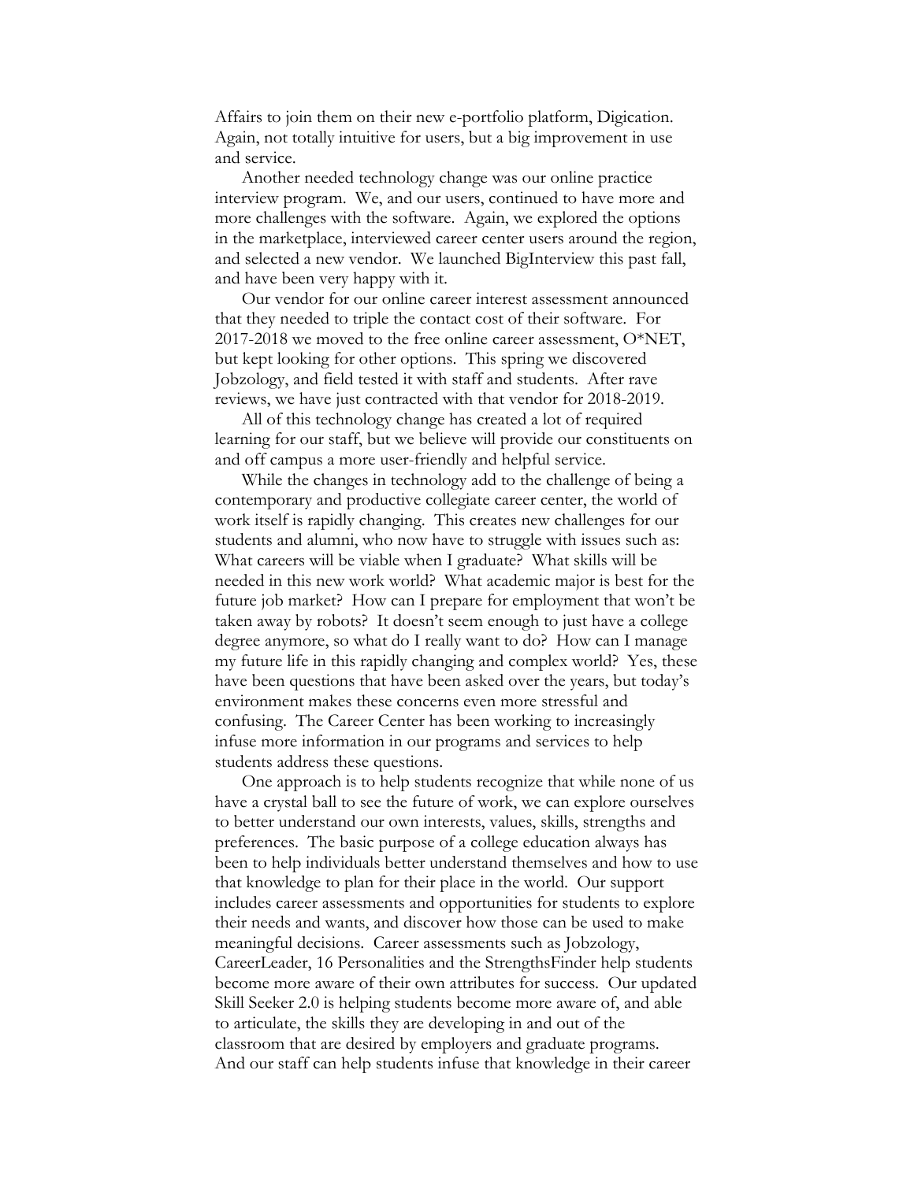Affairs to join them on their new e-portfolio platform, Digication. Again, not totally intuitive for users, but a big improvement in use and service.

Another needed technology change was our online practice interview program. We, and our users, continued to have more and more challenges with the software. Again, we explored the options in the marketplace, interviewed career center users around the region, and selected a new vendor. We launched BigInterview this past fall, and have been very happy with it.

Our vendor for our online career interest assessment announced that they needed to triple the contact cost of their software. For 2017-2018 we moved to the free online career assessment, O*NET, but kept looking for other options. This spring we discovered Jobzology, and field tested it with staff and students. After rave reviews, we have just contracted with that vendor for 2018-2019.

All of this technology change has created a lot of required learning for our staff, but we believe will provide our constituents on and off campus a more user-friendly and helpful service.

While the changes in technology add to the challenge of being a contemporary and productive collegiate career center, the world of work itself is rapidly changing. This creates new challenges for our students and alumni, who now have to struggle with issues such as: What careers will be viable when I graduate? What skills will be needed in this new work world? What academic major is best for the future job market? How can I prepare for employment that won't be taken away by robots? It doesn't seem enough to just have a college degree anymore, so what do I really want to do? How can I manage my future life in this rapidly changing and complex world? Yes, these have been questions that have been asked over the years, but today's environment makes these concerns even more stressful and confusing. The Career Center has been working to increasingly infuse more information in our programs and services to help students address these questions.

One approach is to help students recognize that while none of us have a crystal ball to see the future of work, we can explore ourselves to better understand our own interests, values, skills, strengths and preferences. The basic purpose of a college education always has been to help individuals better understand themselves and how to use that knowledge to plan for their place in the world. Our support includes career assessments and opportunities for students to explore their needs and wants, and discover how those can be used to make meaningful decisions. Career assessments such as Jobzology, CareerLeader, 16 Personalities and the StrengthsFinder help students become more aware of their own attributes for success. Our updated Skill Seeker 2.0 is helping students become more aware of, and able to articulate, the skills they are developing in and out of the classroom that are desired by employers and graduate programs. And our staff can help students infuse that knowledge in their career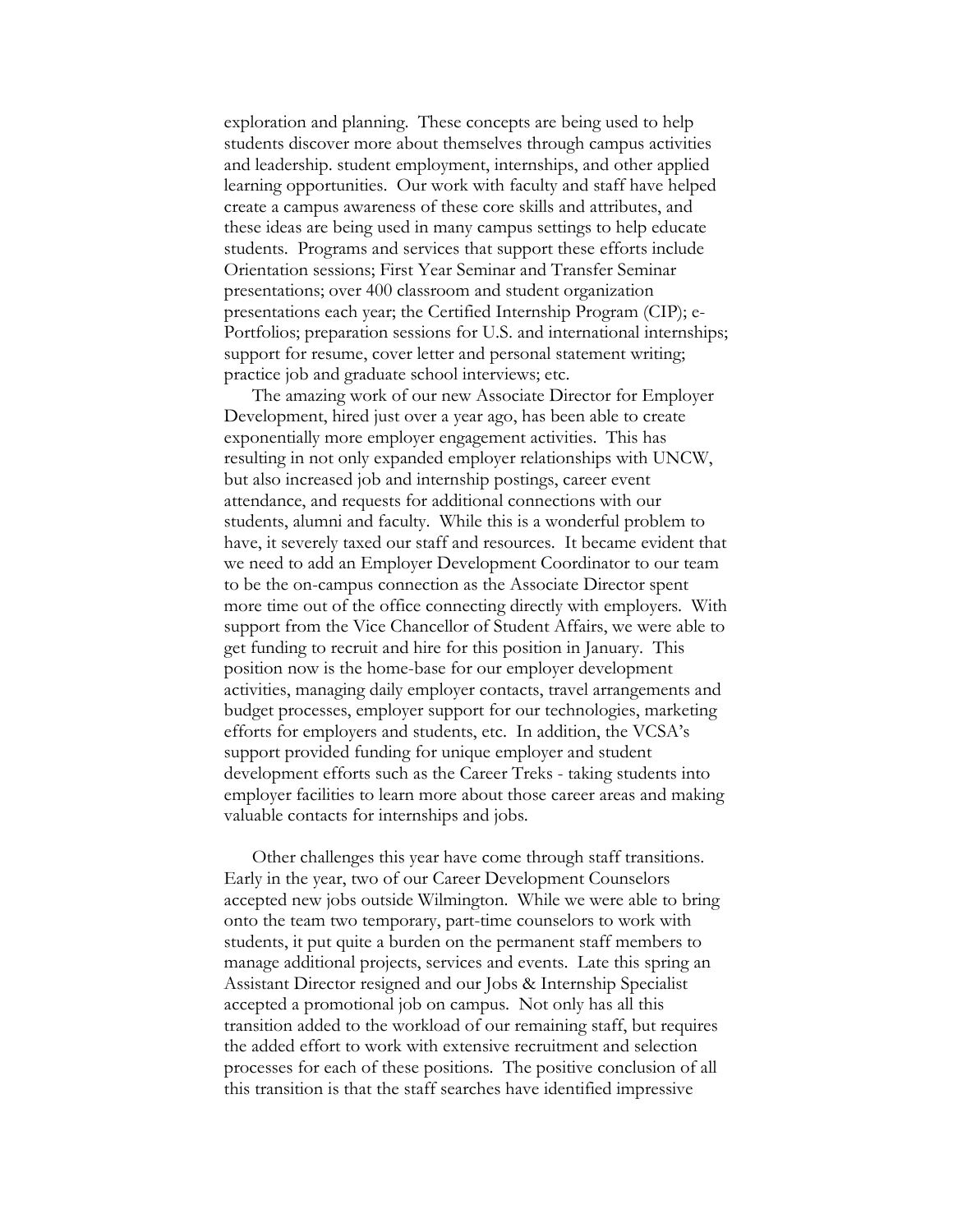exploration and planning. These concepts are being used to help students discover more about themselves through campus activities and leadership. student employment, internships, and other applied learning opportunities. Our work with faculty and staff have helped create a campus awareness of these core skills and attributes, and these ideas are being used in many campus settings to help educate students. Programs and services that support these efforts include Orientation sessions; First Year Seminar and Transfer Seminar presentations; over 400 classroom and student organization presentations each year; the Certified Internship Program (CIP); e-Portfolios; preparation sessions for U.S. and international internships; support for resume, cover letter and personal statement writing; practice job and graduate school interviews; etc.

The amazing work of our new Associate Director for Employer Development, hired just over a year ago, has been able to create exponentially more employer engagement activities. This has resulting in not only expanded employer relationships with UNCW, but also increased job and internship postings, career event attendance, and requests for additional connections with our students, alumni and faculty. While this is a wonderful problem to have, it severely taxed our staff and resources. It became evident that we need to add an Employer Development Coordinator to our team to be the on-campus connection as the Associate Director spent more time out of the office connecting directly with employers. With support from the Vice Chancellor of Student Affairs, we were able to get funding to recruit and hire for this position in January. This position now is the home-base for our employer development activities, managing daily employer contacts, travel arrangements and budget processes, employer support for our technologies, marketing efforts for employers and students, etc. In addition, the VCSA's support provided funding for unique employer and student development efforts such as the Career Treks - taking students into employer facilities to learn more about those career areas and making valuable contacts for internships and jobs.

Other challenges this year have come through staff transitions. Early in the year, two of our Career Development Counselors accepted new jobs outside Wilmington. While we were able to bring onto the team two temporary, part-time counselors to work with students, it put quite a burden on the permanent staff members to manage additional projects, services and events. Late this spring an Assistant Director resigned and our Jobs & Internship Specialist accepted a promotional job on campus. Not only has all this transition added to the workload of our remaining staff, but requires the added effort to work with extensive recruitment and selection processes for each of these positions. The positive conclusion of all this transition is that the staff searches have identified impressive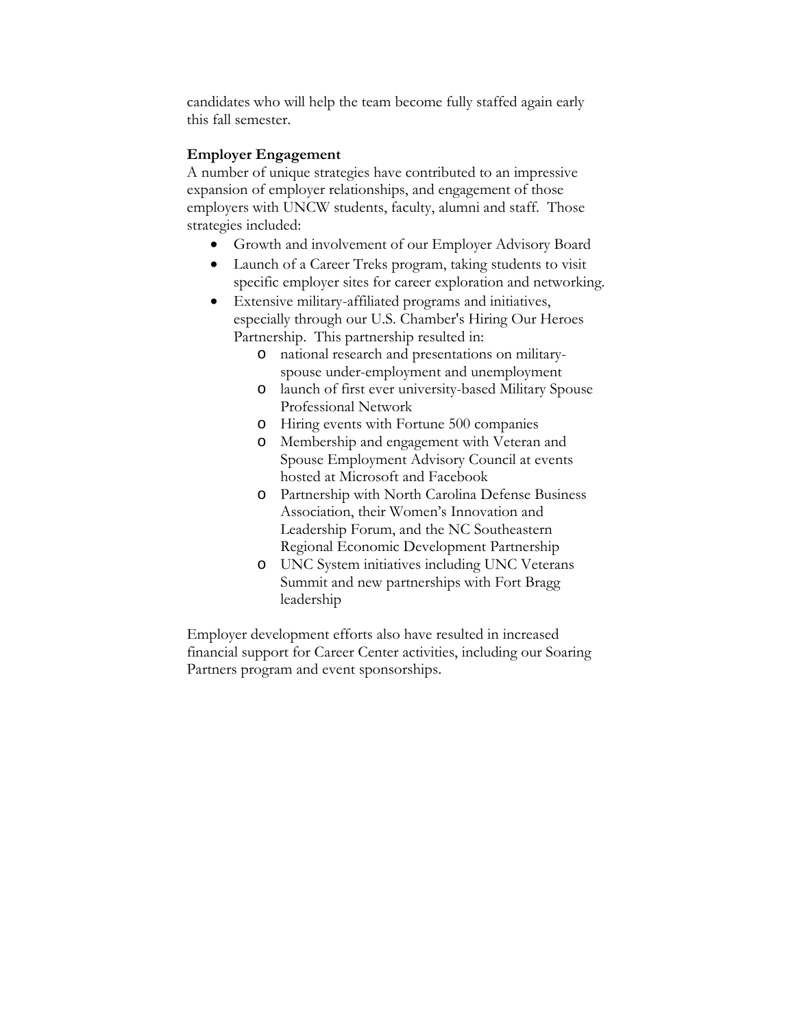candidates who will help the team become fully staffed again early this fall semester.

**Employer Engagement**

A number of unique strategies have contributed to an impressive expansion of employer relationships, and engagement of those employers with UNCW students, faculty, alumni and staff. Those strategies included:

- Growth and involvement of our Employer Advisory Board
- Launch of a Career Treks program, taking students to visit specific employer sites for career exploration and networking.
- Extensive military-affiliated programs and initiatives, especially through our U.S. Chamber's Hiring Our Heroes Partnership. This partnership resulted in:
    - national research and presentations on military-spouse under-employment and unemployment
    - launch of first ever university-based Military Spouse Professional Network
    - Hiring events with Fortune 500 companies
    - Membership and engagement with Veteran and Spouse Employment Advisory Council at events hosted at Microsoft and Facebook
    - Partnership with North Carolina Defense Business Association, their Women's Innovation and Leadership Forum, and the NC Southeastern Regional Economic Development Partnership
    - UNC System initiatives including UNC Veterans Summit and new partnerships with Fort Bragg leadership

Employer development efforts also have resulted in increased financial support for Career Center activities, including our Soaring Partners program and event sponsorships.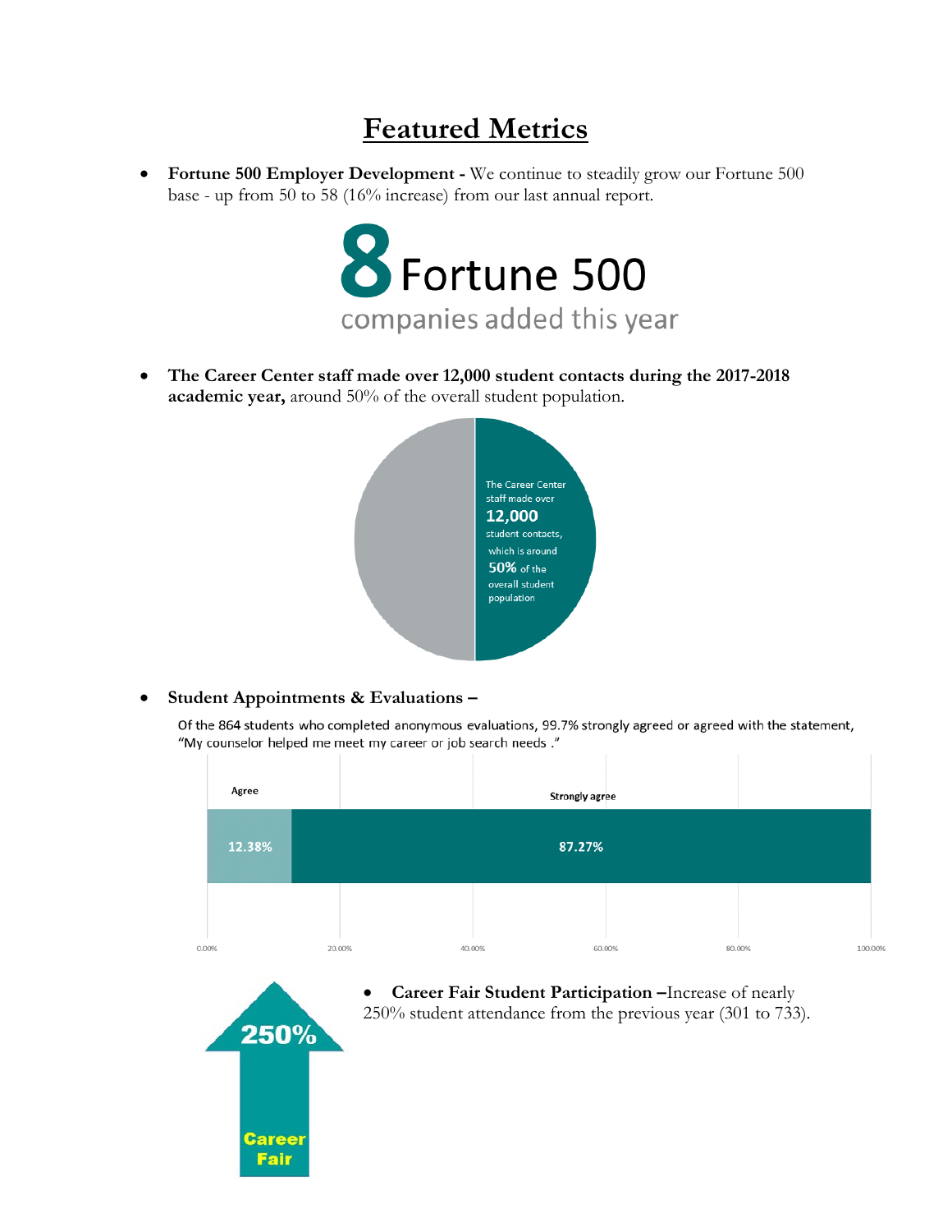# Featured Metrics

- **Fortune 500 Employer Development -** We continue to steadily grow our Fortune 500 base - up from 50 to 58 (16% increase) from our last annual report.

**8** Fortune 500
companies added this year

- **The Career Center staff made over 12,000 student contacts during the 2017-2018 academic year,** around 50% of the overall student population.

The Career Center staff made over **12,000** student contacts, which is around **50%** of the overall student population

- **Student Appointments & Evaluations –**

Of the 864 students who completed anonymous evaluations, 99.7% strongly agreed or agreed with the statement, "My counselor helped me meet my career or job search needs ."

| Agree | Strongly agree |
|---|---|
| 12.38% | 87.27% |

- **Career Fair Student Participation –**Increase of nearly 250% student attendance from the previous year (301 to 733).

250% Career Fair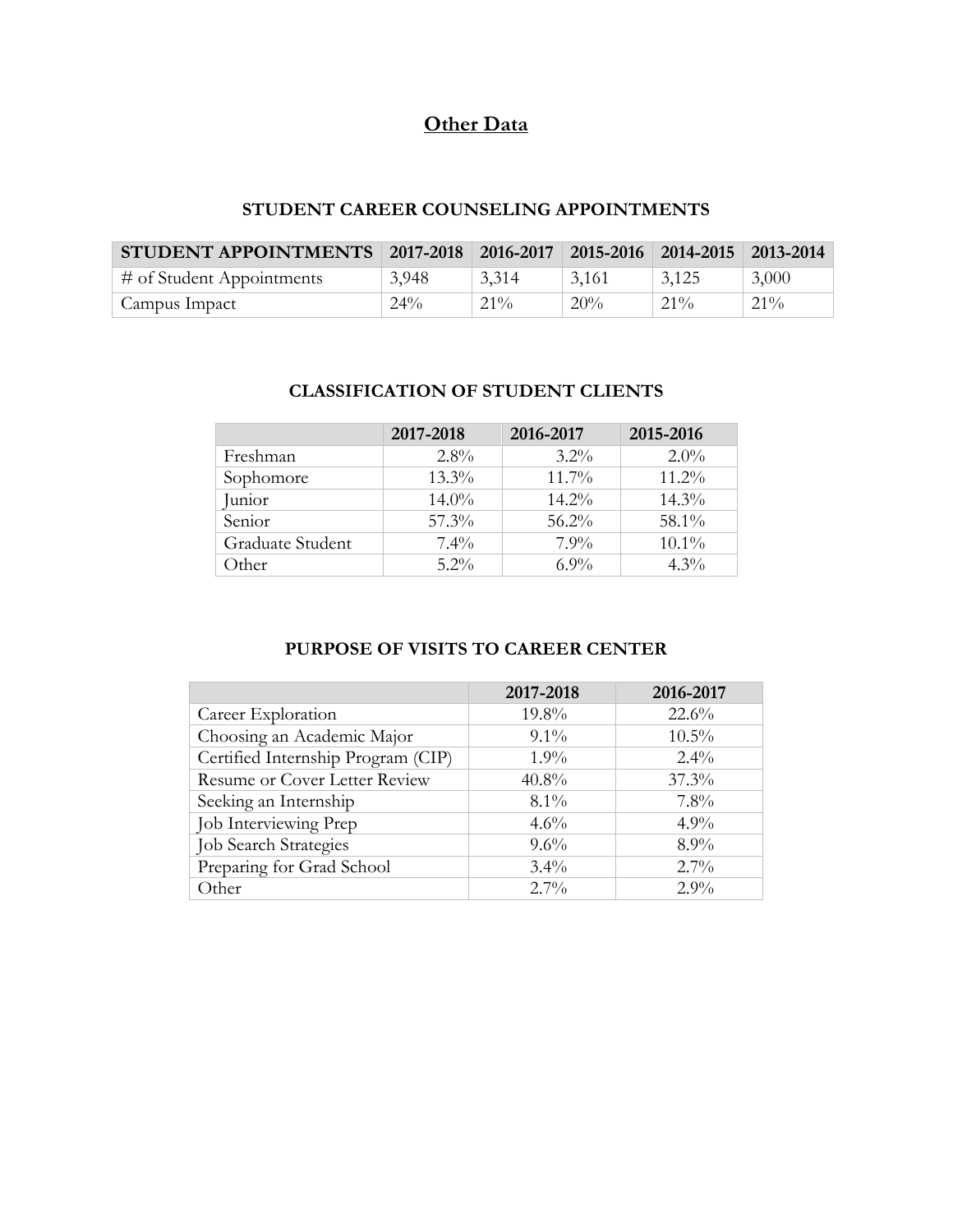# Other Data

## STUDENT CAREER COUNSELING APPOINTMENTS

| STUDENT APPOINTMENTS | 2017-2018 | 2016-2017 | 2015-2016 | 2014-2015 | 2013-2014 |
|---|---|---|---|---|---|
| # of Student Appointments | 3,948 | 3,314 | 3,161 | 3,125 | 3,000 |
| Campus Impact | 24% | 21% | 20% | 21% | 21% |

## CLASSIFICATION OF STUDENT CLIENTS

| | 2017-2018 | 2016-2017 | 2015-2016 |
|---|---|---|---|
| Freshman | 2.8% | 3.2% | 2.0% |
| Sophomore | 13.3% | 11.7% | 11.2% |
| Junior | 14.0% | 14.2% | 14.3% |
| Senior | 57.3% | 56.2% | 58.1% |
| Graduate Student | 7.4% | 7.9% | 10.1% |
| Other | 5.2% | 6.9% | 4.3% |

## PURPOSE OF VISITS TO CAREER CENTER

| | 2017-2018 | 2016-2017 |
|---|---|---|
| Career Exploration | 19.8% | 22.6% |
| Choosing an Academic Major | 9.1% | 10.5% |
| Certified Internship Program (CIP) | 1.9% | 2.4% |
| Resume or Cover Letter Review | 40.8% | 37.3% |
| Seeking an Internship | 8.1% | 7.8% |
| Job Interviewing Prep | 4.6% | 4.9% |
| Job Search Strategies | 9.6% | 8.9% |
| Preparing for Grad School | 3.4% | 2.7% |
| Other | 2.7% | 2.9% |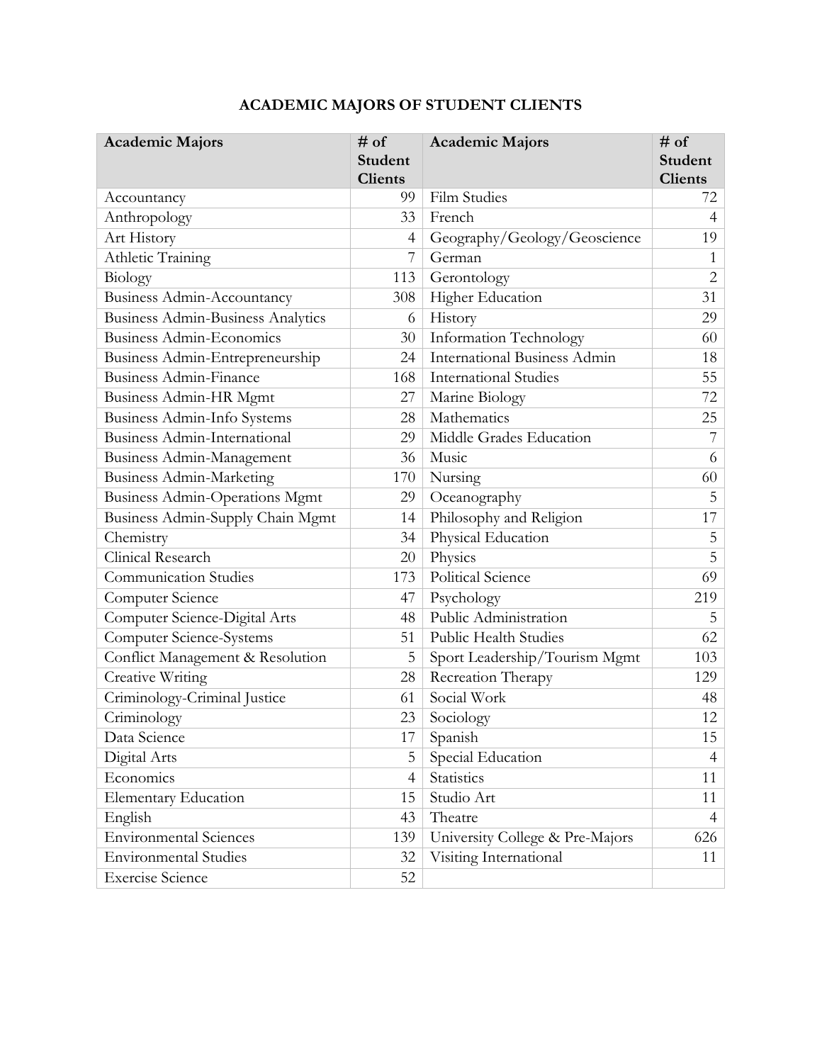# ACADEMIC MAJORS OF STUDENT CLIENTS

| Academic Majors | # of Student Clients | Academic Majors | # of Student Clients |
|---|---|---|---|
| Accountancy | 99 | Film Studies | 72 |
| Anthropology | 33 | French | 4 |
| Art History | 4 | Geography/Geology/Geoscience | 19 |
| Athletic Training | 7 | German | 1 |
| Biology | 113 | Gerontology | 2 |
| Business Admin-Accountancy | 308 | Higher Education | 31 |
| Business Admin-Business Analytics | 6 | History | 29 |
| Business Admin-Economics | 30 | Information Technology | 60 |
| Business Admin-Entrepreneurship | 24 | International Business Admin | 18 |
| Business Admin-Finance | 168 | International Studies | 55 |
| Business Admin-HR Mgmt | 27 | Marine Biology | 72 |
| Business Admin-Info Systems | 28 | Mathematics | 25 |
| Business Admin-International | 29 | Middle Grades Education | 7 |
| Business Admin-Management | 36 | Music | 6 |
| Business Admin-Marketing | 170 | Nursing | 60 |
| Business Admin-Operations Mgmt | 29 | Oceanography | 5 |
| Business Admin-Supply Chain Mgmt | 14 | Philosophy and Religion | 17 |
| Chemistry | 34 | Physical Education | 5 |
| Clinical Research | 20 | Physics | 5 |
| Communication Studies | 173 | Political Science | 69 |
| Computer Science | 47 | Psychology | 219 |
| Computer Science-Digital Arts | 48 | Public Administration | 5 |
| Computer Science-Systems | 51 | Public Health Studies | 62 |
| Conflict Management & Resolution | 5 | Sport Leadership/Tourism Mgmt | 103 |
| Creative Writing | 28 | Recreation Therapy | 129 |
| Criminology-Criminal Justice | 61 | Social Work | 48 |
| Criminology | 23 | Sociology | 12 |
| Data Science | 17 | Spanish | 15 |
| Digital Arts | 5 | Special Education | 4 |
| Economics | 4 | Statistics | 11 |
| Elementary Education | 15 | Studio Art | 11 |
| English | 43 | Theatre | 4 |
| Environmental Sciences | 139 | University College & Pre-Majors | 626 |
| Environmental Studies | 32 | Visiting International | 11 |
| Exercise Science | 52 | | |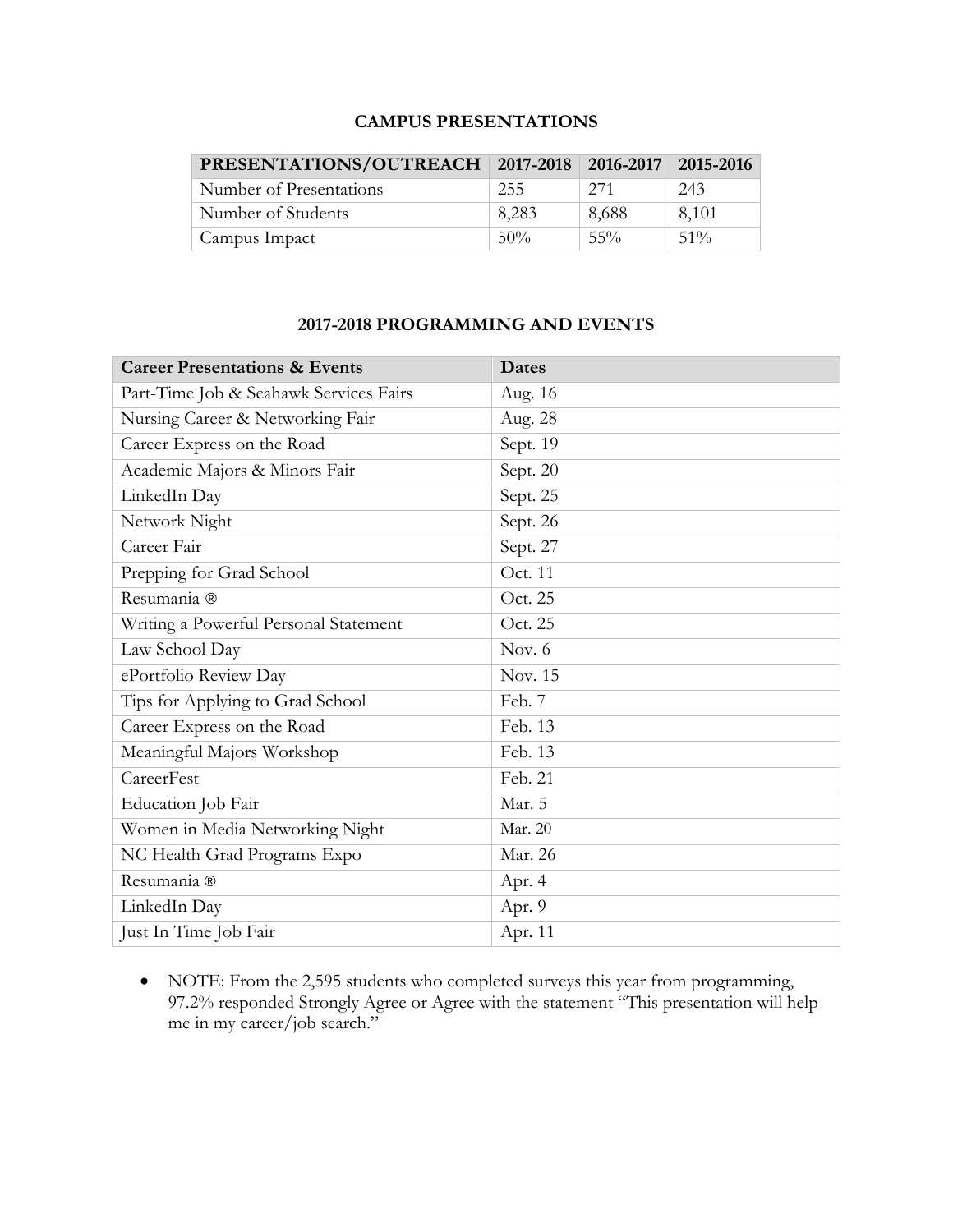## CAMPUS PRESENTATIONS

| PRESENTATIONS/OUTREACH | 2017-2018 | 2016-2017 | 2015-2016 |
|---|---|---|---|
| Number of Presentations | 255 | 271 | 243 |
| Number of Students | 8,283 | 8,688 | 8,101 |
| Campus Impact | 50% | 55% | 51% |

## 2017-2018 PROGRAMMING AND EVENTS

| Career Presentations & Events | Dates |
|---|---|
| Part-Time Job & Seahawk Services Fairs | Aug. 16 |
| Nursing Career & Networking Fair | Aug. 28 |
| Career Express on the Road | Sept. 19 |
| Academic Majors & Minors Fair | Sept. 20 |
| LinkedIn Day | Sept. 25 |
| Network Night | Sept. 26 |
| Career Fair | Sept. 27 |
| Prepping for Grad School | Oct. 11 |
| Resumania ® | Oct. 25 |
| Writing a Powerful Personal Statement | Oct. 25 |
| Law School Day | Nov. 6 |
| ePortfolio Review Day | Nov. 15 |
| Tips for Applying to Grad School | Feb. 7 |
| Career Express on the Road | Feb. 13 |
| Meaningful Majors Workshop | Feb. 13 |
| CareerFest | Feb. 21 |
| Education Job Fair | Mar. 5 |
| Women in Media Networking Night | Mar. 20 |
| NC Health Grad Programs Expo | Mar. 26 |
| Resumania ® | Apr. 4 |
| LinkedIn Day | Apr. 9 |
| Just In Time Job Fair | Apr. 11 |

- NOTE: From the 2,595 students who completed surveys this year from programming, 97.2% responded Strongly Agree or Agree with the statement "This presentation will help me in my career/job search."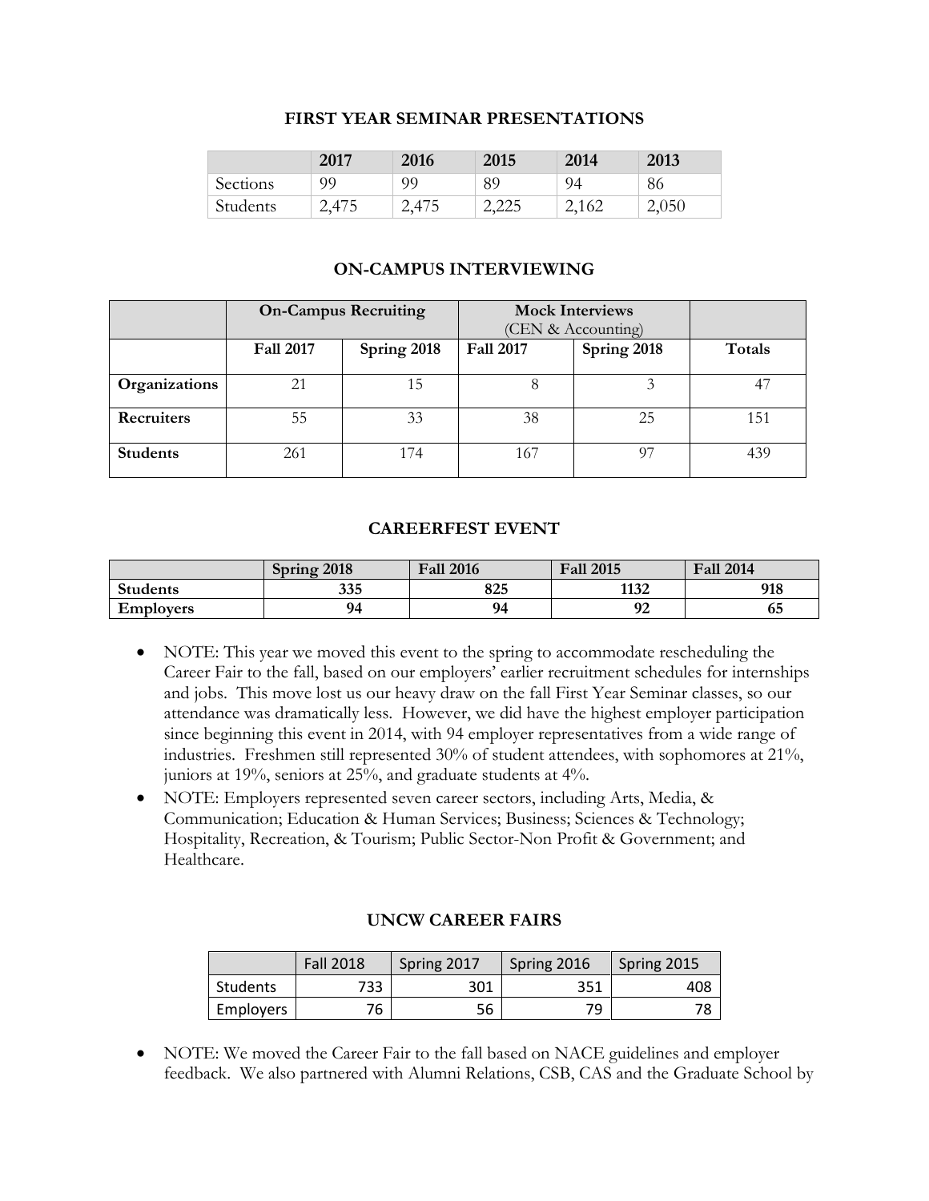### FIRST YEAR SEMINAR PRESENTATIONS

| | 2017 | 2016 | 2015 | 2014 | 2013 |
|---|---|---|---|---|---|
| Sections | 99 | 99 | 89 | 94 | 86 |
| Students | 2,475 | 2,475 | 2,225 | 2,162 | 2,050 |

### ON-CAMPUS INTERVIEWING

| | On-Campus Recruiting | | Mock Interviews (CEN & Accounting) | | |
|---|---|---|---|---|---|
| | Fall 2017 | Spring 2018 | Fall 2017 | Spring 2018 | Totals |
| **Organizations** | 21 | 15 | 8 | 3 | 47 |
| **Recruiters** | 55 | 33 | 38 | 25 | 151 |
| **Students** | 261 | 174 | 167 | 97 | 439 |

### CAREERFEST EVENT

| | Spring 2018 | Fall 2016 | Fall 2015 | Fall 2014 |
|---|---|---|---|---|
| **Students** | 335 | 825 | 1132 | 918 |
| **Employers** | 94 | 94 | 92 | 65 |

- NOTE: This year we moved this event to the spring to accommodate rescheduling the Career Fair to the fall, based on our employers' earlier recruitment schedules for internships and jobs. This move lost us our heavy draw on the fall First Year Seminar classes, so our attendance was dramatically less. However, we did have the highest employer participation since beginning this event in 2014, with 94 employer representatives from a wide range of industries. Freshmen still represented 30% of student attendees, with sophomores at 21%, juniors at 19%, seniors at 25%, and graduate students at 4%.
- NOTE: Employers represented seven career sectors, including Arts, Media, & Communication; Education & Human Services; Business; Sciences & Technology; Hospitality, Recreation, & Tourism; Public Sector-Non Profit & Government; and Healthcare.

### UNCW CAREER FAIRS

| | Fall 2018 | Spring 2017 | Spring 2016 | Spring 2015 |
|---|---|---|---|---|
| Students | 733 | 301 | 351 | 408 |
| Employers | 76 | 56 | 79 | 78 |

- NOTE: We moved the Career Fair to the fall based on NACE guidelines and employer feedback. We also partnered with Alumni Relations, CSB, CAS and the Graduate School by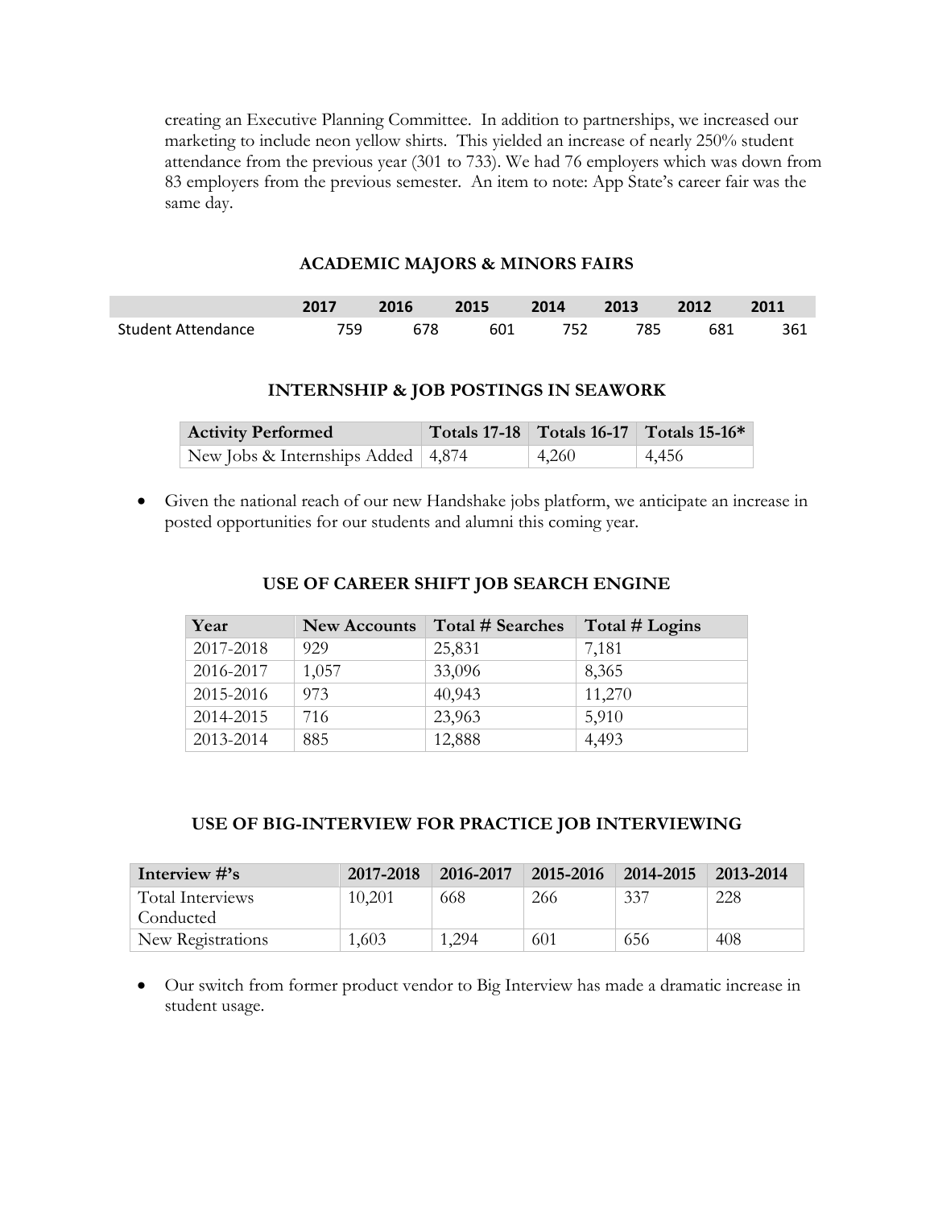creating an Executive Planning Committee. In addition to partnerships, we increased our marketing to include neon yellow shirts. This yielded an increase of nearly 250% student attendance from the previous year (301 to 733). We had 76 employers which was down from 83 employers from the previous semester. An item to note: App State's career fair was the same day.

### ACADEMIC MAJORS & MINORS FAIRS

| | 2017 | 2016 | 2015 | 2014 | 2013 | 2012 | 2011 |
|---|---|---|---|---|---|---|---|
| Student Attendance | 759 | 678 | 601 | 752 | 785 | 681 | 361 |

### INTERNSHIP & JOB POSTINGS IN SEAWORK

| Activity Performed | Totals 17-18 | Totals 16-17 | Totals 15-16* |
|---|---|---|---|
| New Jobs & Internships Added | 4,874 | 4,260 | 4,456 |

- Given the national reach of our new Handshake jobs platform, we anticipate an increase in posted opportunities for our students and alumni this coming year.

### USE OF CAREER SHIFT JOB SEARCH ENGINE

| Year | New Accounts | Total # Searches | Total # Logins |
|---|---|---|---|
| 2017-2018 | 929 | 25,831 | 7,181 |
| 2016-2017 | 1,057 | 33,096 | 8,365 |
| 2015-2016 | 973 | 40,943 | 11,270 |
| 2014-2015 | 716 | 23,963 | 5,910 |
| 2013-2014 | 885 | 12,888 | 4,493 |

### USE OF BIG-INTERVIEW FOR PRACTICE JOB INTERVIEWING

| Interview #'s | 2017-2018 | 2016-2017 | 2015-2016 | 2014-2015 | 2013-2014 |
|---|---|---|---|---|---|
| Total Interviews Conducted | 10,201 | 668 | 266 | 337 | 228 |
| New Registrations | 1,603 | 1,294 | 601 | 656 | 408 |

- Our switch from former product vendor to Big Interview has made a dramatic increase in student usage.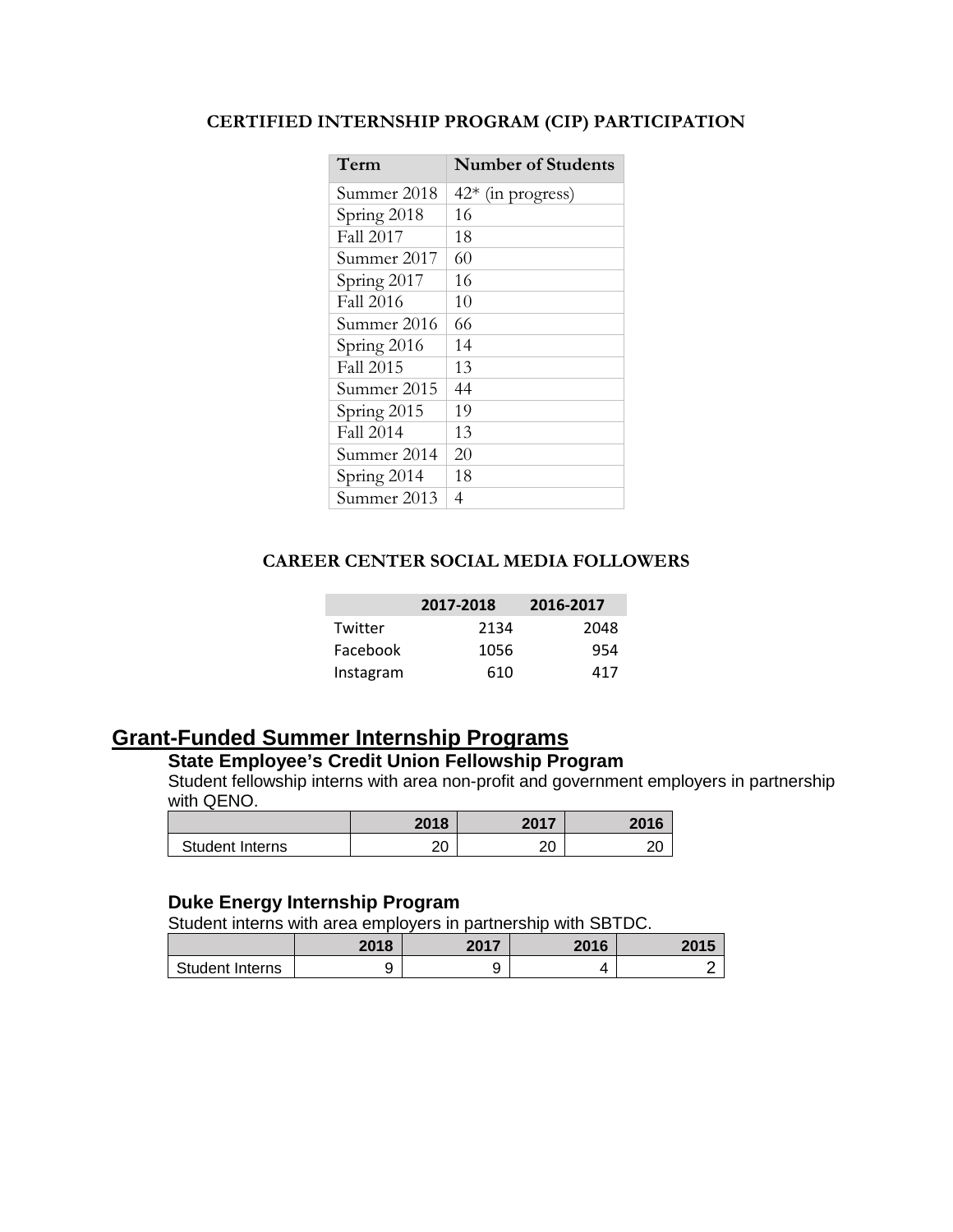## CERTIFIED INTERNSHIP PROGRAM (CIP) PARTICIPATION

| Term | Number of Students |
|---|---|
| Summer 2018 | 42* (in progress) |
| Spring 2018 | 16 |
| Fall 2017 | 18 |
| Summer 2017 | 60 |
| Spring 2017 | 16 |
| Fall 2016 | 10 |
| Summer 2016 | 66 |
| Spring 2016 | 14 |
| Fall 2015 | 13 |
| Summer 2015 | 44 |
| Spring 2015 | 19 |
| Fall 2014 | 13 |
| Summer 2014 | 20 |
| Spring 2014 | 18 |
| Summer 2013 | 4 |

## CAREER CENTER SOCIAL MEDIA FOLLOWERS

| | 2017-2018 | 2016-2017 |
|---|---|---|
| Twitter | 2134 | 2048 |
| Facebook | 1056 | 954 |
| Instagram | 610 | 417 |

# Grant-Funded Summer Internship Programs

### State Employee's Credit Union Fellowship Program

Student fellowship interns with area non-profit and government employers in partnership with QENO.

| | 2018 | 2017 | 2016 |
|---|---|---|---|
| Student Interns | 20 | 20 | 20 |

### Duke Energy Internship Program

Student interns with area employers in partnership with SBTDC.

| | 2018 | 2017 | 2016 | 2015 |
|---|---|---|---|---|
| Student Interns | 9 | 9 | 4 | 2 |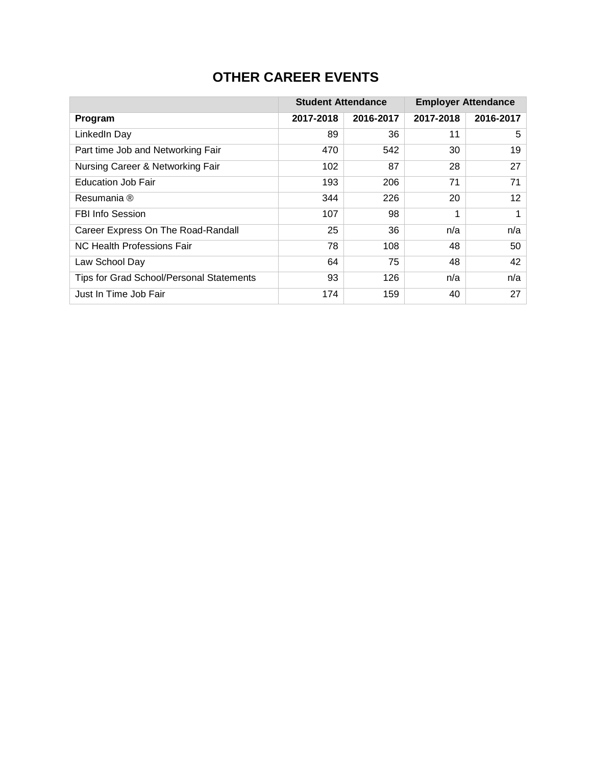# OTHER CAREER EVENTS

| | Student Attendance | | Employer Attendance | |
|---|---|---|---|---|
| **Program** | **2017-2018** | **2016-2017** | **2017-2018** | **2016-2017** |
| LinkedIn Day | 89 | 36 | 11 | 5 |
| Part time Job and Networking Fair | 470 | 542 | 30 | 19 |
| Nursing Career & Networking Fair | 102 | 87 | 28 | 27 |
| Education Job Fair | 193 | 206 | 71 | 71 |
| Resumania ® | 344 | 226 | 20 | 12 |
| FBI Info Session | 107 | 98 | 1 | 1 |
| Career Express On The Road-Randall | 25 | 36 | n/a | n/a |
| NC Health Professions Fair | 78 | 108 | 48 | 50 |
| Law School Day | 64 | 75 | 48 | 42 |
| Tips for Grad School/Personal Statements | 93 | 126 | n/a | n/a |
| Just In Time Job Fair | 174 | 159 | 40 | 27 |